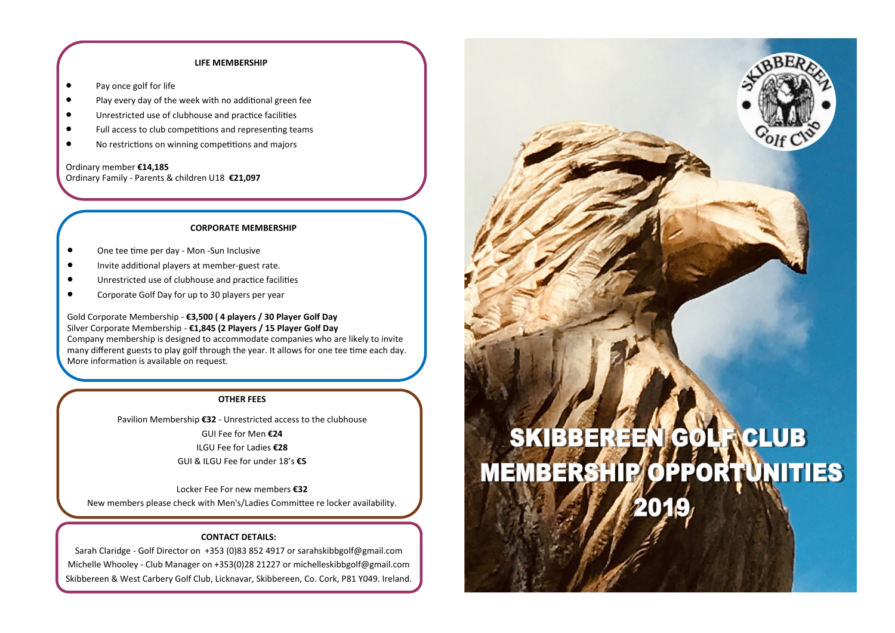### LIFE MEMBERSHIP

- Pay once golf for life
- Play every day of the week with no additional green fee
- Unrestricted use of clubhouse and practice facilities
- Full access to club competitions and representing teams
- No restrictions on winning competitions and majors

Ordinary member **€14,185**
Ordinary Family - Parents & children U18 **€21,097**

### CORPORATE MEMBERSHIP

- One tee time per day - Mon -Sun Inclusive
- Invite additional players at member-guest rate.
- Unrestricted use of clubhouse and practice facilities
- Corporate Golf Day for up to 30 players per year

Gold Corporate Membership - **€3,500 ( 4 players / 30 Player Golf Day**
Silver Corporate Membership - **€1,845 (2 Players / 15 Player Golf Day**
Company membership is designed to accommodate companies who are likely to invite many different guests to play golf through the year. It allows for one tee time each day. More information is available on request.

### OTHER FEES

Pavilion Membership **€32** - Unrestricted access to the clubhouse
GUI Fee for Men **€24**
ILGU Fee for Ladies **€28**
GUI & ILGU Fee for under 18's **€5**

Locker Fee For new members **€32**
New members please check with Men's/Ladies Committee re locker availability.

### CONTACT DETAILS:

Sarah Claridge - Golf Director on +353 (0)83 852 4917 or sarahskibbgolf@gmail.com
Michelle Whooley - Club Manager on +353(0)28 21227 or michelleskibbgolf@gmail.com
Skibbereen & West Carbery Golf Club, Licknavar, Skibbereen, Co. Cork, P81 Y049. Ireland.

Skibbereen Golf Club

# SKIBBEREEN GOLF CLUB MEMBERSHIP OPPORTUNITIES 2019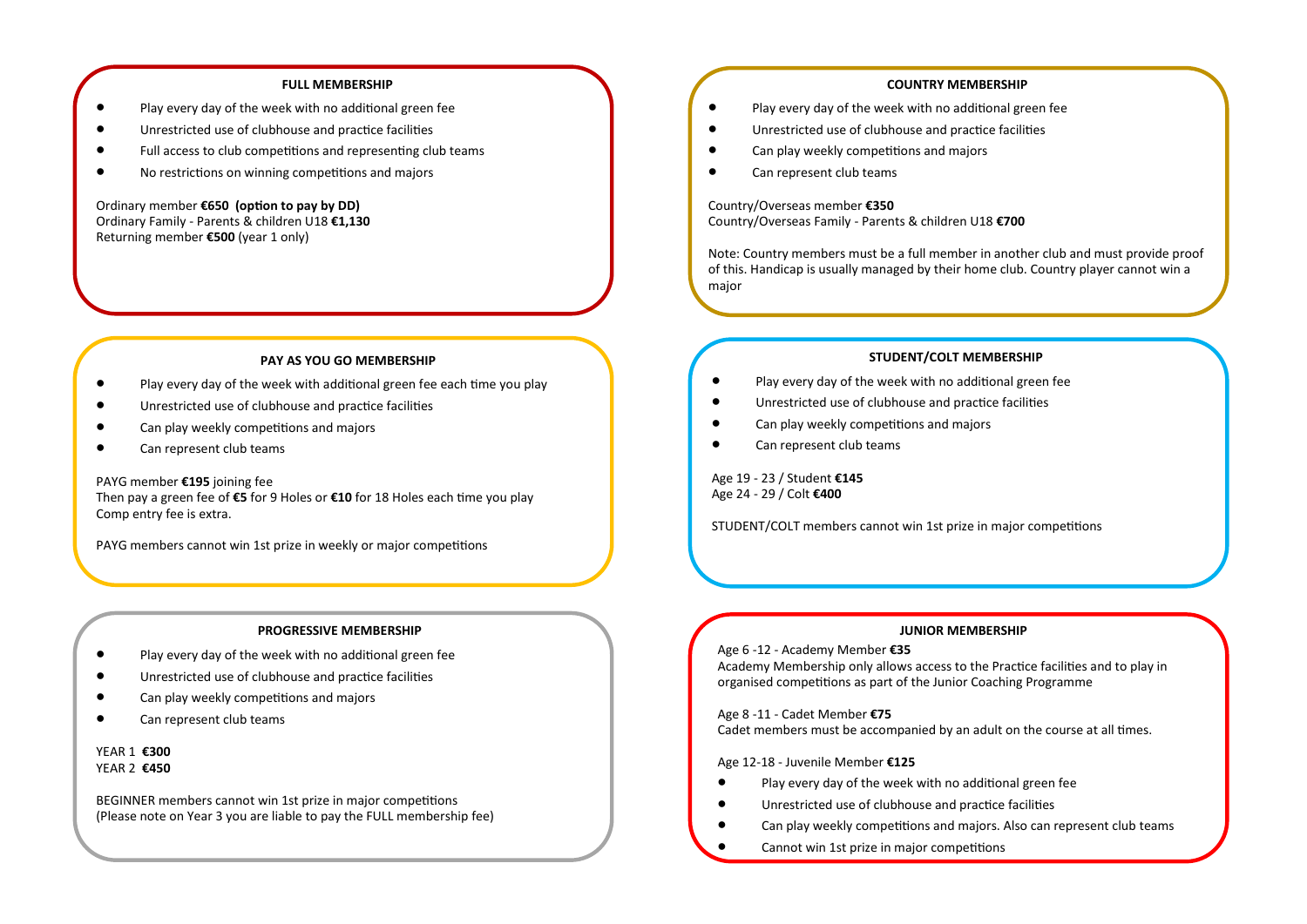## FULL MEMBERSHIP

- Play every day of the week with no additional green fee
- Unrestricted use of clubhouse and practice facilities
- Full access to club competitions and representing club teams
- No restrictions on winning competitions and majors

Ordinary member **€650 (option to pay by DD)**
Ordinary Family - Parents & children U18 **€1,130**
Returning member **€500** (year 1 only)

## COUNTRY MEMBERSHIP

- Play every day of the week with no additional green fee
- Unrestricted use of clubhouse and practice facilities
- Can play weekly competitions and majors
- Can represent club teams

Country/Overseas member **€350**
Country/Overseas Family - Parents & children U18 **€700**

Note: Country members must be a full member in another club and must provide proof of this. Handicap is usually managed by their home club. Country player cannot win a major

## PAY AS YOU GO MEMBERSHIP

- Play every day of the week with additional green fee each time you play
- Unrestricted use of clubhouse and practice facilities
- Can play weekly competitions and majors
- Can represent club teams

PAYG member **€195** joining fee
Then pay a green fee of **€5** for 9 Holes or **€10** for 18 Holes each time you play
Comp entry fee is extra.

PAYG members cannot win 1st prize in weekly or major competitions

## STUDENT/COLT MEMBERSHIP

- Play every day of the week with no additional green fee
- Unrestricted use of clubhouse and practice facilities
- Can play weekly competitions and majors
- Can represent club teams

Age 19 - 23 / Student **€145**
Age 24 - 29 / Colt **€400**

STUDENT/COLT members cannot win 1st prize in major competitions

## PROGRESSIVE MEMBERSHIP

- Play every day of the week with no additional green fee
- Unrestricted use of clubhouse and practice facilities
- Can play weekly competitions and majors
- Can represent club teams

YEAR 1 **€300**
YEAR 2 **€450**

BEGINNER members cannot win 1st prize in major competitions
(Please note on Year 3 you are liable to pay the FULL membership fee)

## JUNIOR MEMBERSHIP

Age 6 -12 - Academy Member **€35**
Academy Membership only allows access to the Practice facilities and to play in organised competitions as part of the Junior Coaching Programme

Age 8 -11 - Cadet Member **€75**
Cadet members must be accompanied by an adult on the course at all times.

Age 12-18 - Juvenile Member **€125**

- Play every day of the week with no additional green fee
- Unrestricted use of clubhouse and practice facilities
- Can play weekly competitions and majors. Also can represent club teams
- Cannot win 1st prize in major competitions